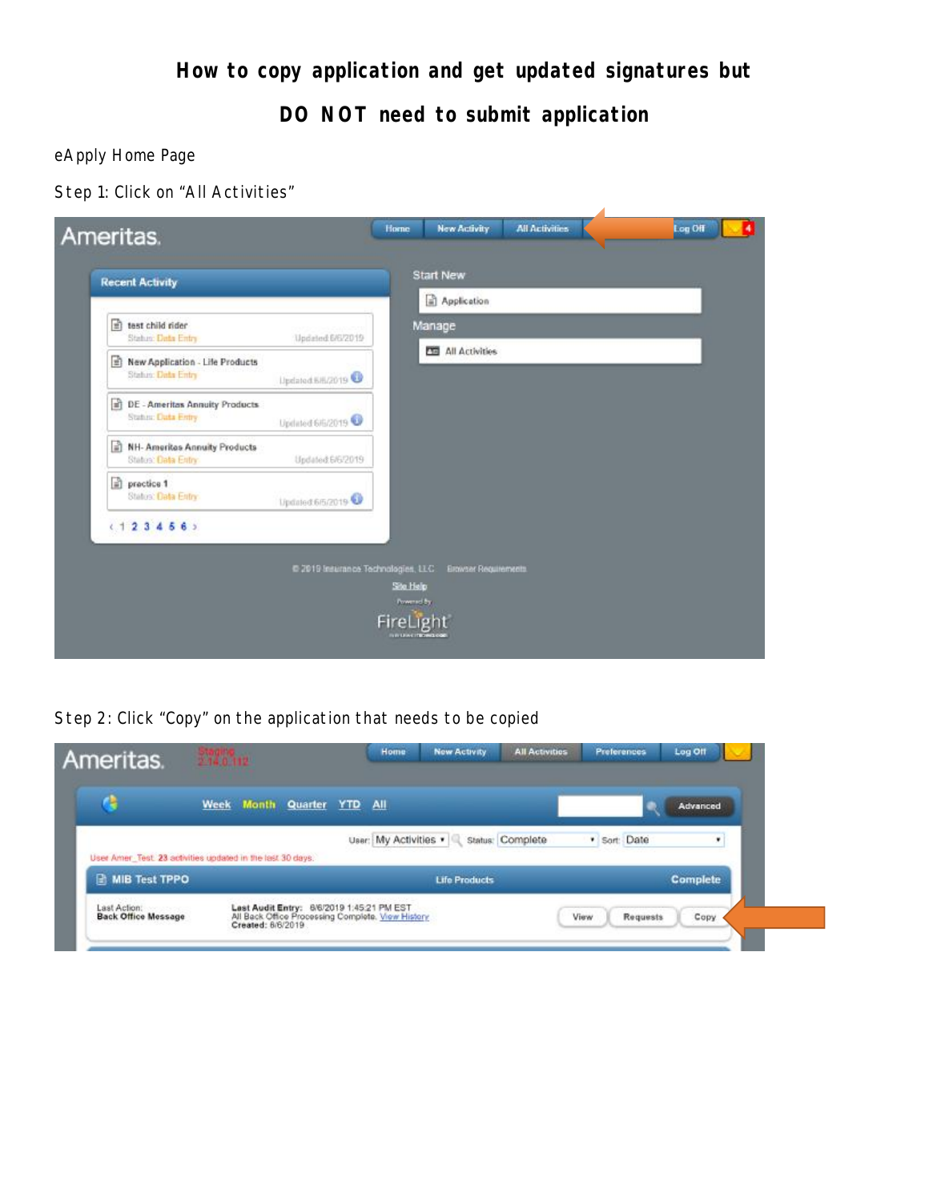# How to copy application and get updated signatures but

# DO NOT need to submit application

eApply Home Page

Step 1: Click on “All Activities”

Step 2: Click “Copy” on the application that needs to be copied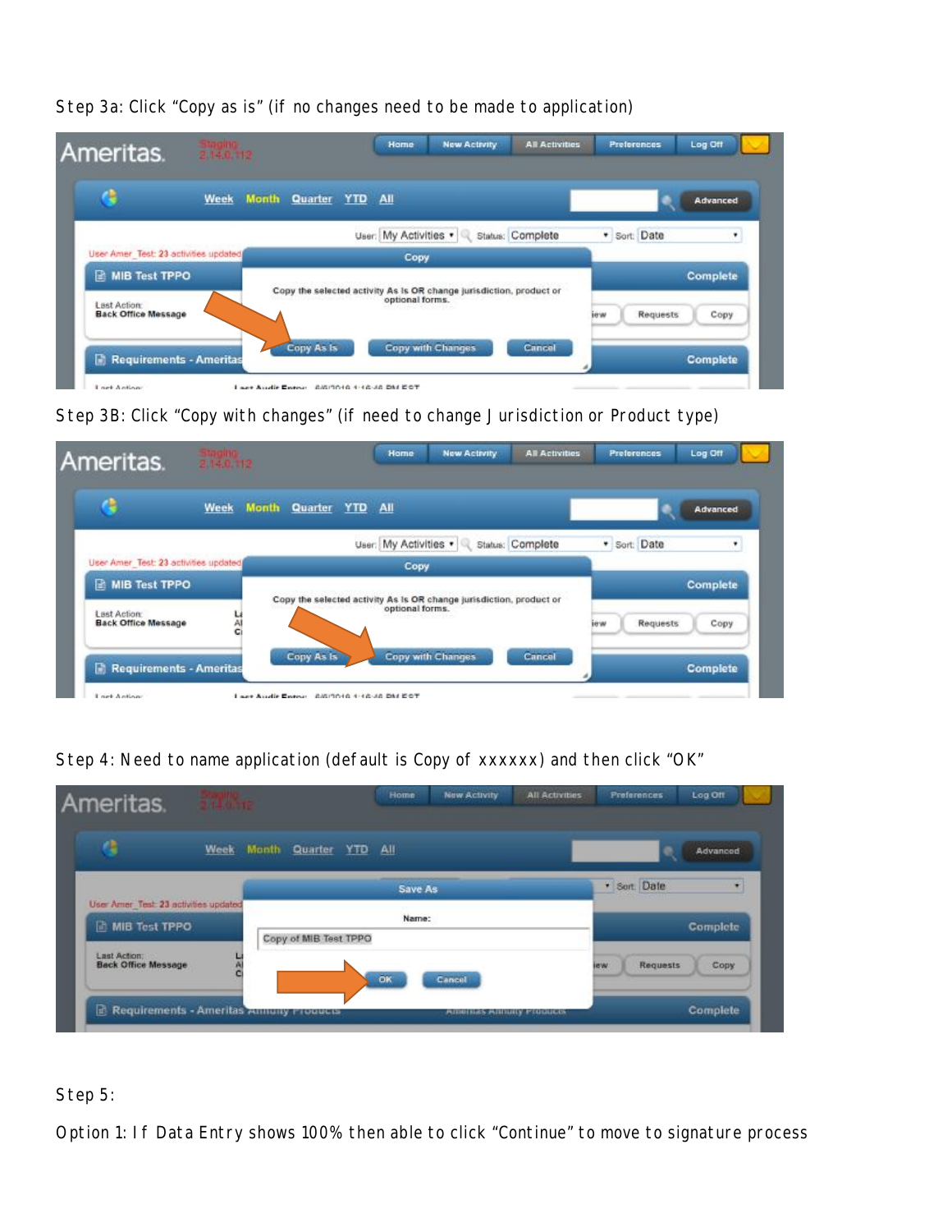Step 3a: Click "Copy as is" (if no changes need to be made to application)

Step 3B: Click "Copy with changes" (if need to change Jurisdiction or Product type)

Step 4: Need to name application (default is Copy of xxxxxx) and then click "OK"

Step 5:

Option 1: If Data Entry shows 100% then able to click "Continue" to move to signature process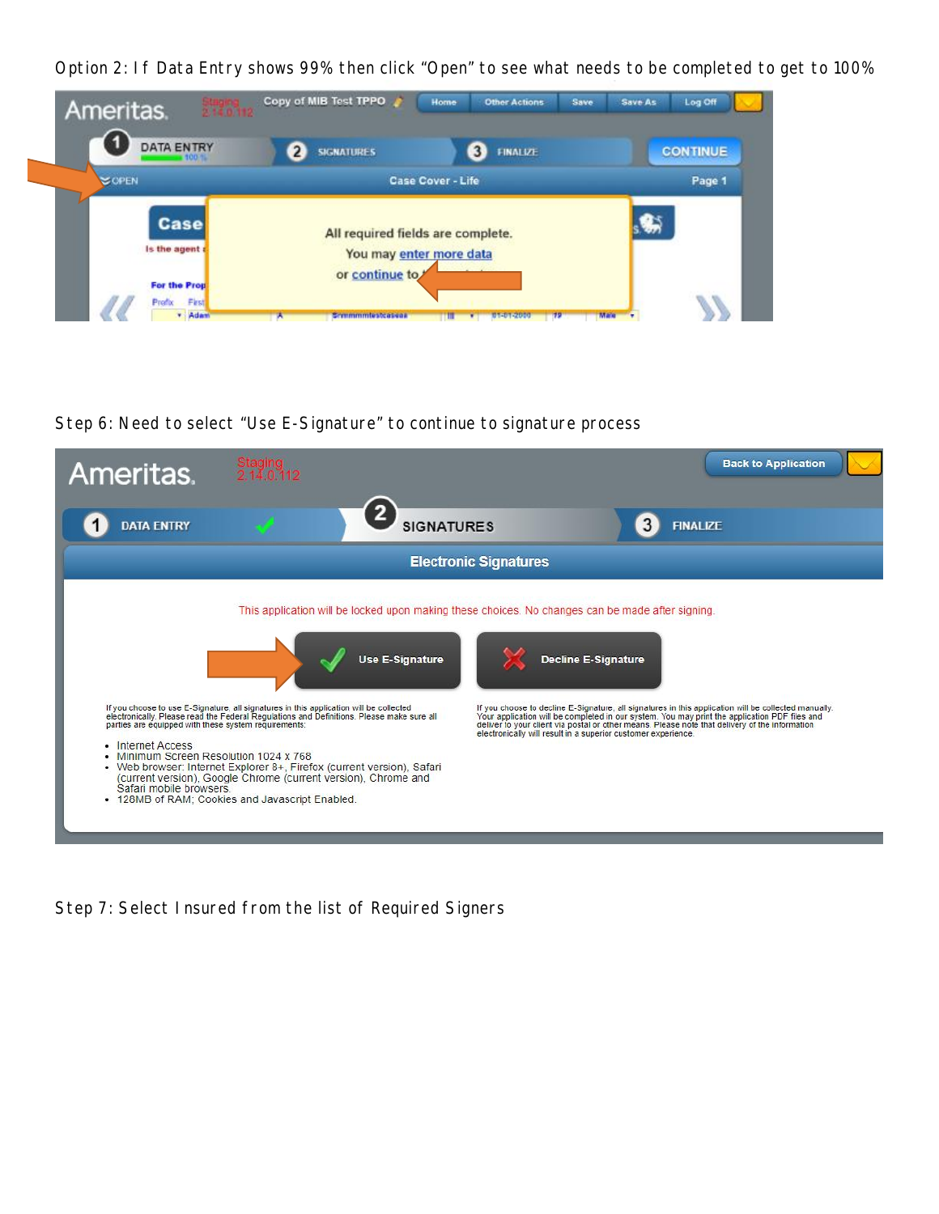Option 2: If Data Entry shows 99% then click "Open" to see what needs to be completed to get to 100%

Step 6: Need to select "Use E-Signature" to continue to signature process

Step 7: Select Insured from the list of Required Signers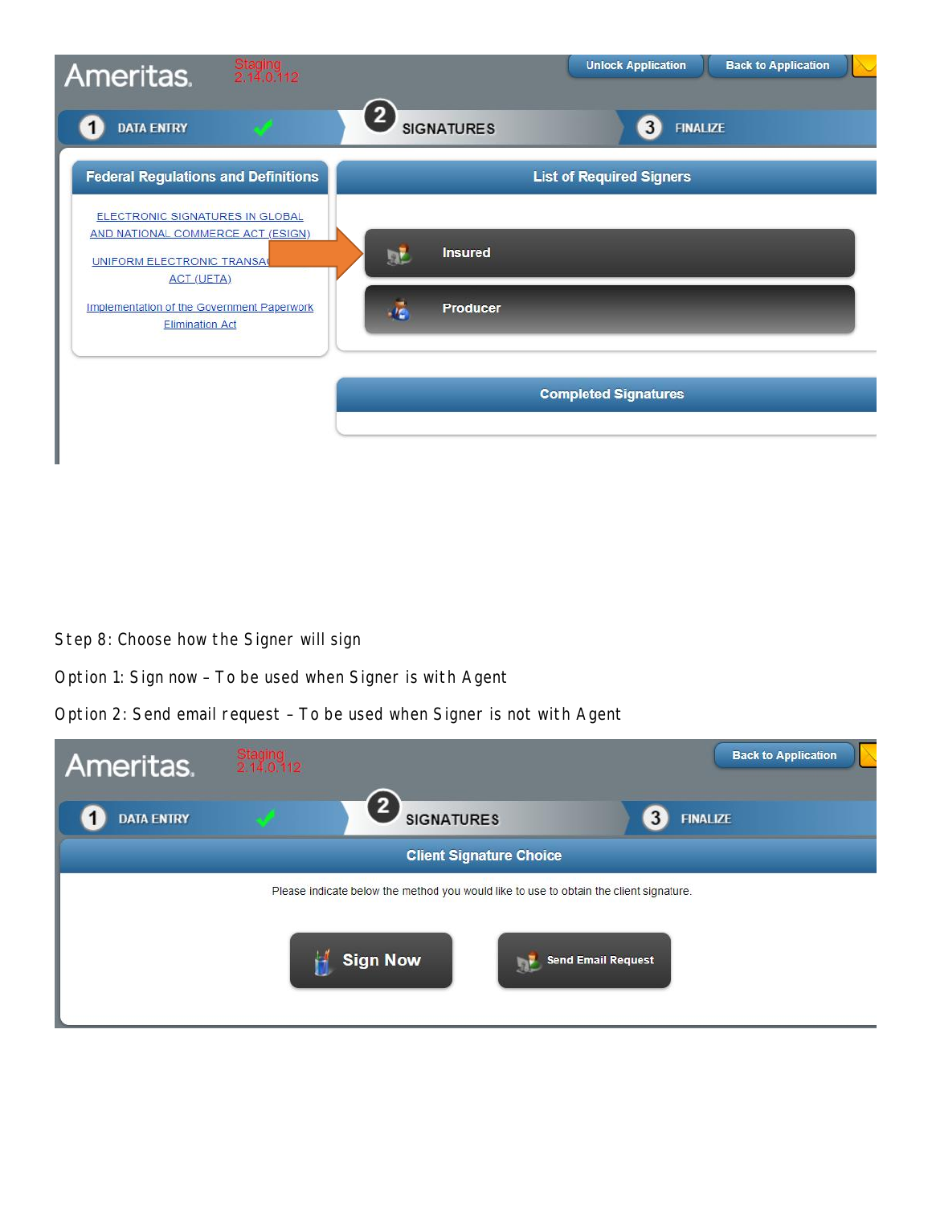Step 8: Choose how the Signer will sign

Option 1: Sign now – To be used when Signer is with Agent

Option 2: Send email request – To be used when Signer is not with Agent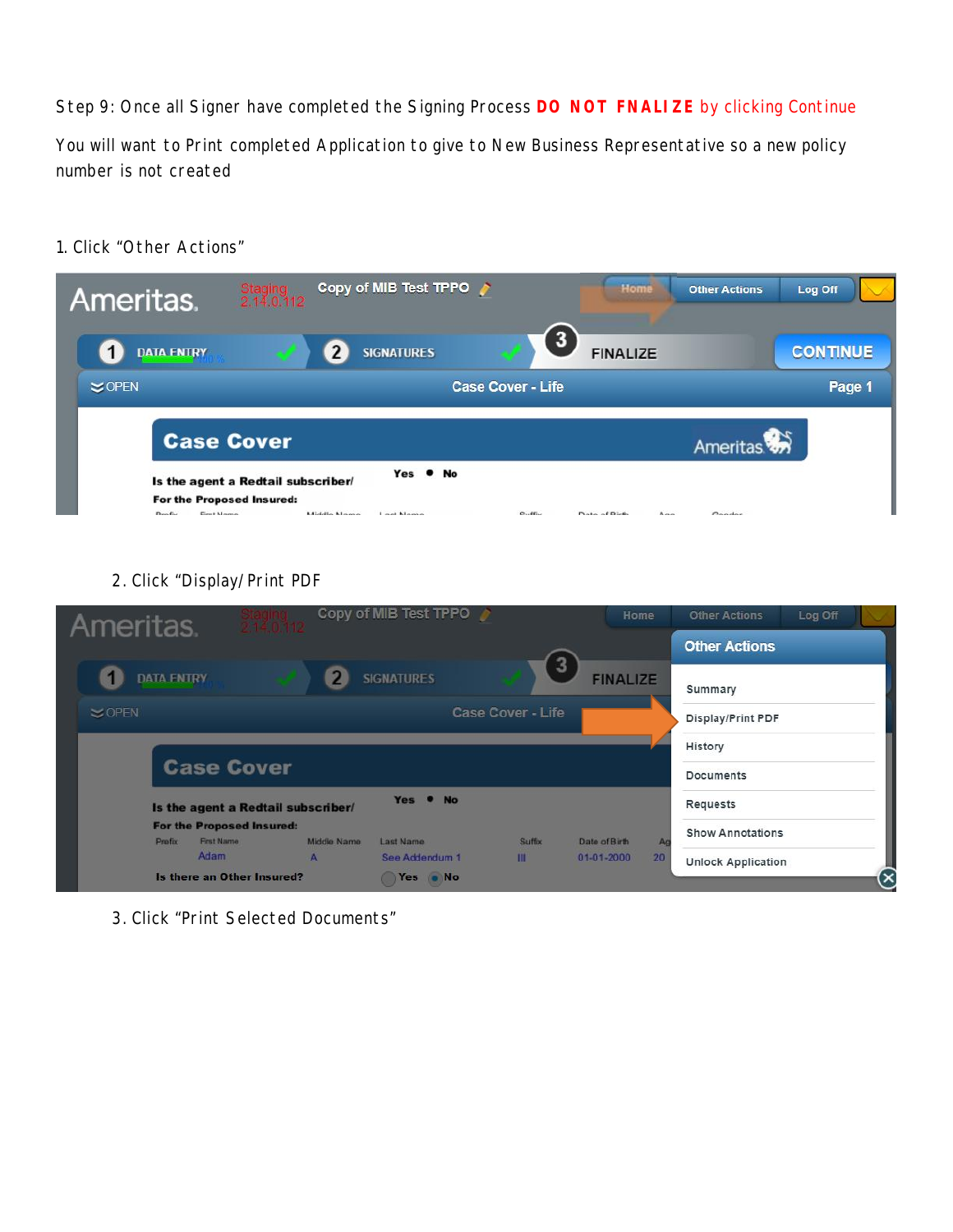Step 9: Once all Signer have completed the Signing Process **DO NOT FNALIZE** by clicking Continue

You will want to Print completed Application to give to New Business Representative so a new policy number is not created

1. Click "Other Actions"

2. Click "Display/Print PDF

3. Click "Print Selected Documents"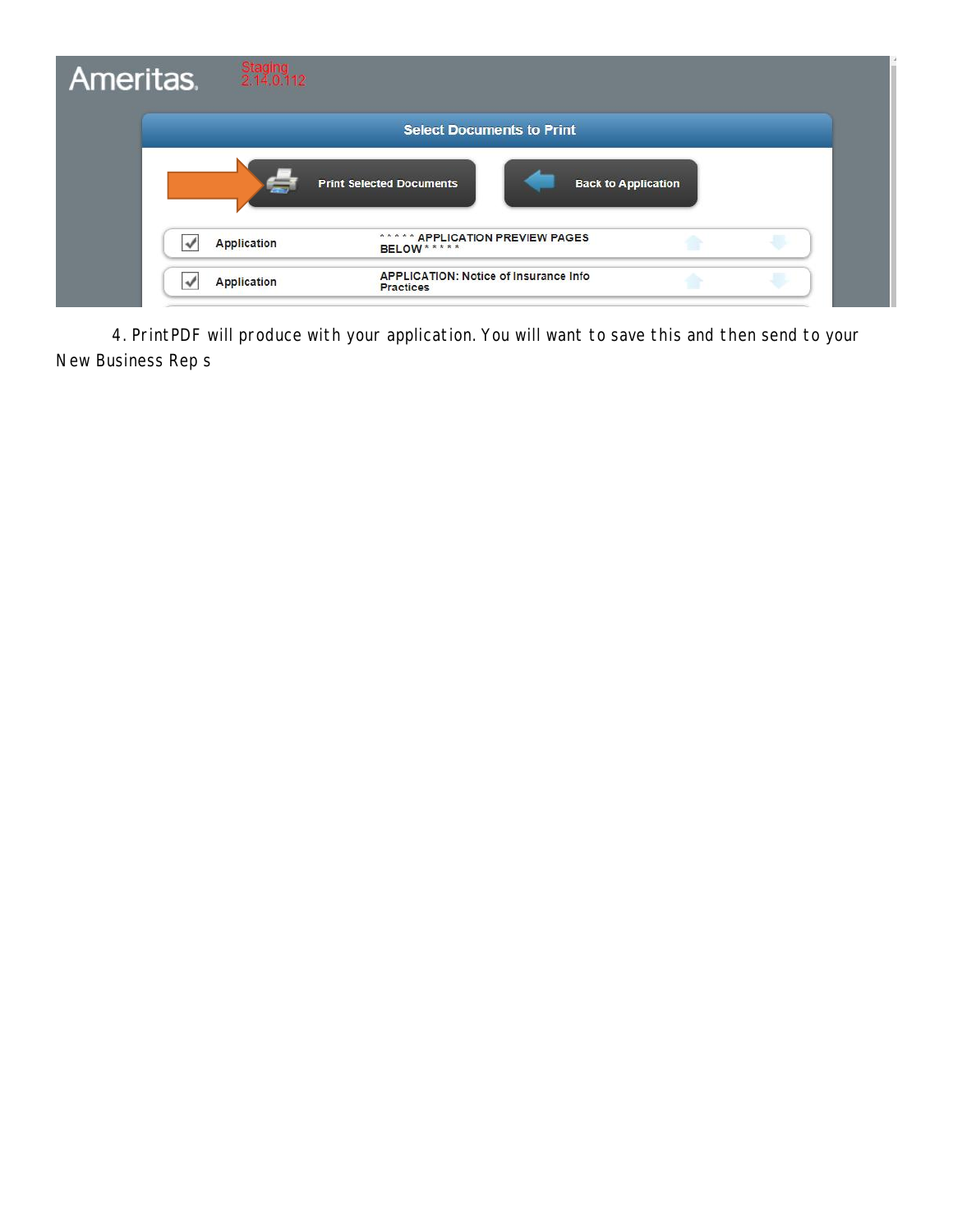4. Print PDF will produce with your application. You will want to save this and then send to your New Business Reps